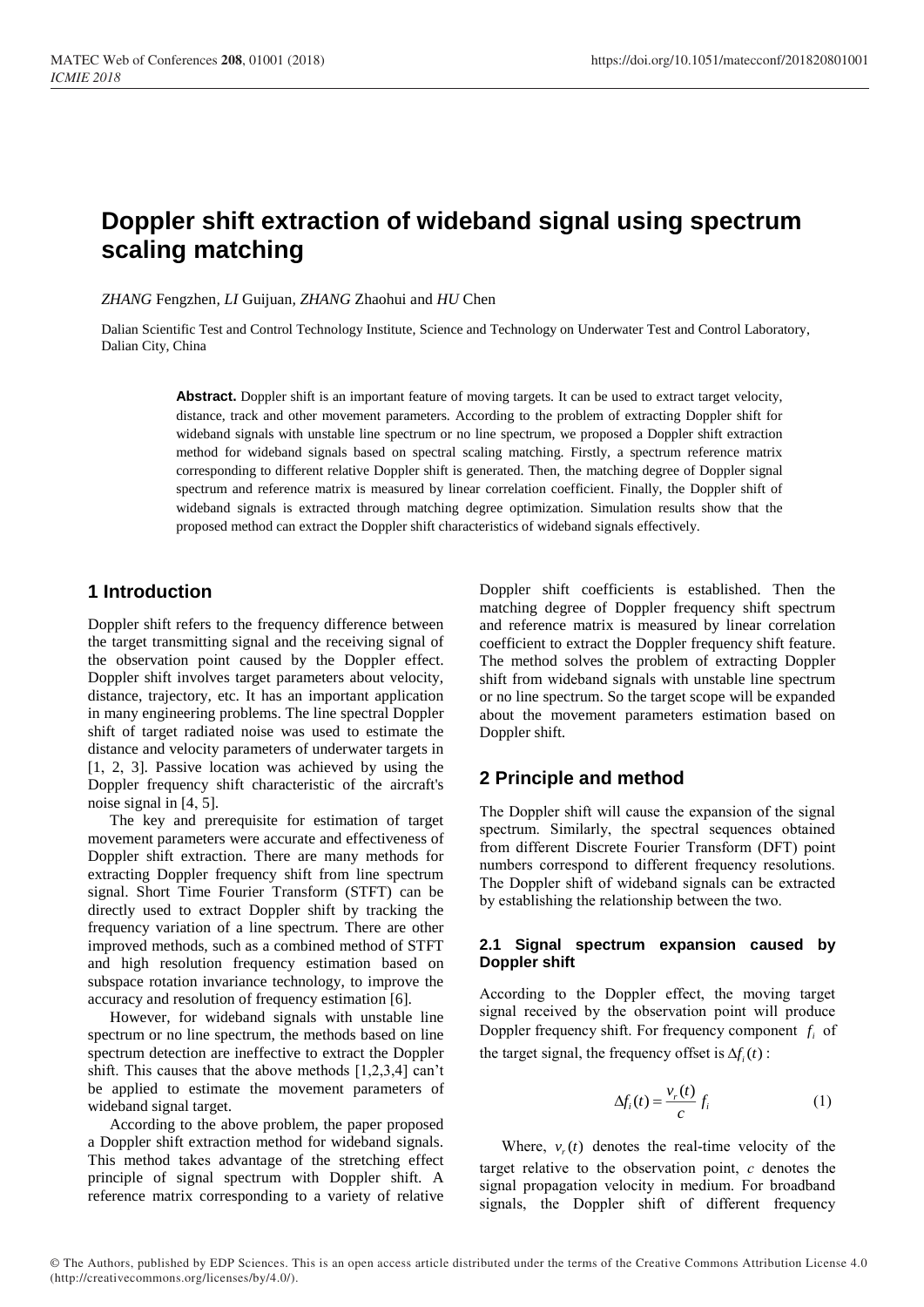# Doppler shift extraction of wideband signal using spectrum scaling matching

*ZHANG* Fengzhen, *LI* Guijuan, *ZHANG* Zhaohui and *HU* Chen

Dalian Scientific Test and Control Technology Institute, Science and Technology on Underwater Test and Control Laboratory, Dalian City, China

**Abstract.** Doppler shift is an important feature of moving targets. It can be used to extract target velocity, distance, track and other movement parameters. According to the problem of extracting Doppler shift for wideband signals with unstable line spectrum or no line spectrum, we proposed a Doppler shift extraction method for wideband signals based on spectral scaling matching. Firstly, a spectrum reference matrix corresponding to different relative Doppler shift is generated. Then, the matching degree of Doppler signal spectrum and reference matrix is measured by linear correlation coefficient. Finally, the Doppler shift of wideband signals is extracted through matching degree optimization. Simulation results show that the proposed method can extract the Doppler shift characteristics of wideband signals effectively.

## 1 Introduction

Doppler shift refers to the frequency difference between the target transmitting signal and the receiving signal of the observation point caused by the Doppler effect. Doppler shift involves target parameters about velocity, distance, trajectory, etc. It has an important application in many engineering problems. The line spectral Doppler shift of target radiated noise was used to estimate the distance and velocity parameters of underwater targets in [1, 2, 3]. Passive location was achieved by using the Doppler frequency shift characteristic of the aircraft's noise signal in [4, 5].

The key and prerequisite for estimation of target movement parameters were accurate and effectiveness of Doppler shift extraction. There are many methods for extracting Doppler frequency shift from line spectrum signal. Short Time Fourier Transform (STFT) can be directly used to extract Doppler shift by tracking the frequency variation of a line spectrum. There are other improved methods, such as a combined method of STFT and high resolution frequency estimation based on subspace rotation invariance technology, to improve the accuracy and resolution of frequency estimation [6].

However, for wideband signals with unstable line spectrum or no line spectrum, the methods based on line spectrum detection are ineffective to extract the Doppler shift. This causes that the above methods [1,2,3,4] can't be applied to estimate the movement parameters of wideband signal target.

According to the above problem, the paper proposed a Doppler shift extraction method for wideband signals. This method takes advantage of the stretching effect principle of signal spectrum with Doppler shift. A reference matrix corresponding to a variety of relative Doppler shift coefficients is established. Then the matching degree of Doppler frequency shift spectrum and reference matrix is measured by linear correlation coefficient to extract the Doppler frequency shift feature. The method solves the problem of extracting Doppler shift from wideband signals with unstable line spectrum or no line spectrum. So the target scope will be expanded about the movement parameters estimation based on Doppler shift.

## 2 Principle and method

The Doppler shift will cause the expansion of the signal spectrum. Similarly, the spectral sequences obtained from different Discrete Fourier Transform (DFT) point numbers correspond to different frequency resolutions. The Doppler shift of wideband signals can be extracted by establishing the relationship between the two.

### 2.1 Signal spectrum expansion caused by Doppler shift

According to the Doppler effect, the moving target signal received by the observation point will produce Doppler frequency shift. For frequency component $f_i$ of the target signal, the frequency offset is $\Delta f_i(t)$:

$$\Delta f_i(t) = \frac{v_r(t)}{c} f_i \tag{1}$$

Where, $v_r(t)$ denotes the real-time velocity of the target relative to the observation point, $c$ denotes the signal propagation velocity in medium. For broadband signals, the Doppler shift of different frequency

© The Authors, published by EDP Sciences. This is an open access article distributed under the terms of the Creative Commons Attribution License 4.0 (http://creativecommons.org/licenses/by/4.0/).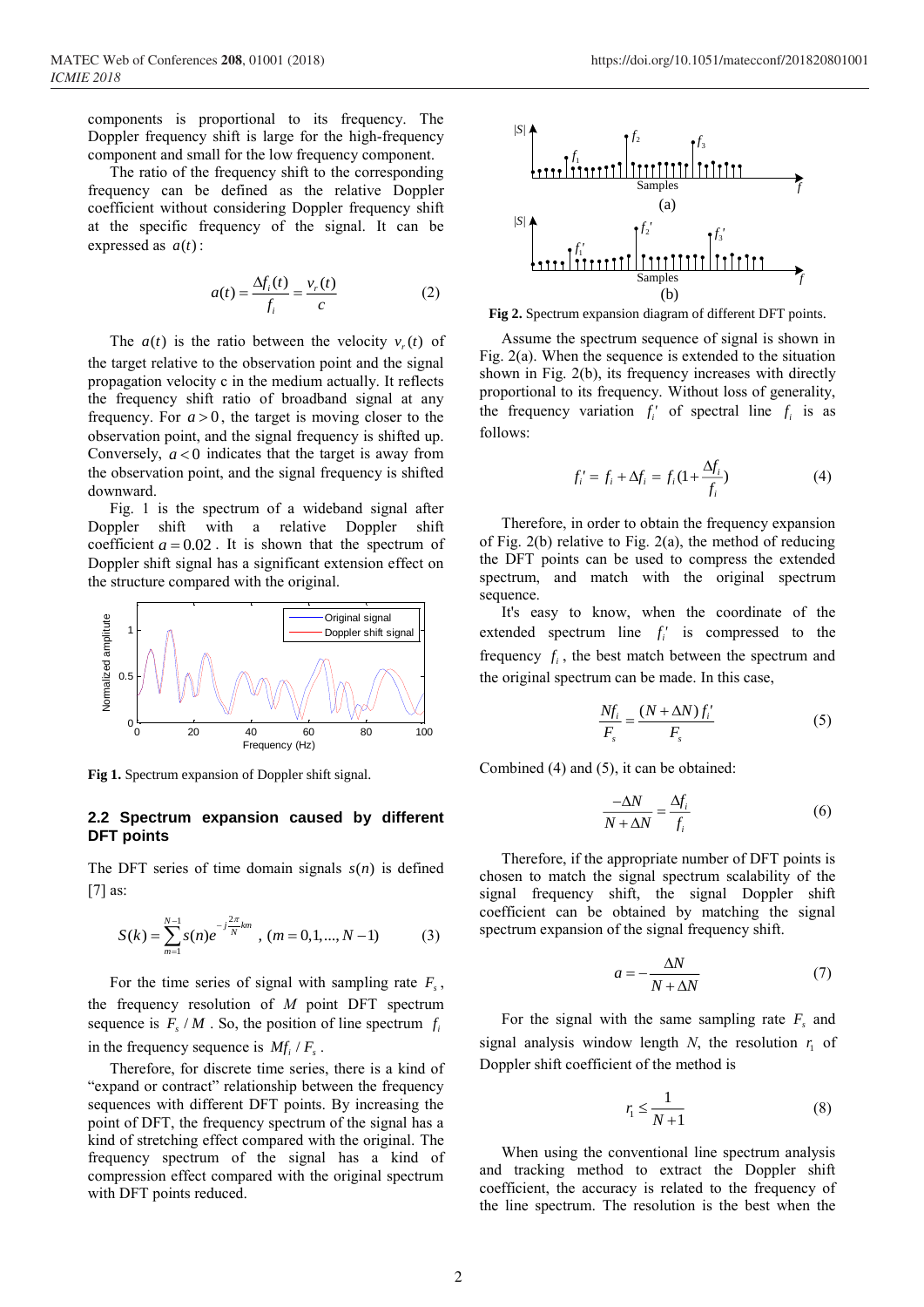components is proportional to its frequency. The Doppler frequency shift is large for the high-frequency component and small for the low frequency component.

The ratio of the frequency shift to the corresponding frequency can be defined as the relative Doppler coefficient without considering Doppler frequency shift at the specific frequency of the signal. It can be expressed as $a(t)$:

$$a(t) = \frac{\Delta f_i(t)}{f_i} = \frac{v_r(t)}{c} \tag{2}$$

The $a(t)$ is the ratio between the velocity $v_r(t)$ of the target relative to the observation point and the signal propagation velocity c in the medium actually. It reflects the frequency shift ratio of broadband signal at any frequency. For $a > 0$, the target is moving closer to the observation point, and the signal frequency is shifted up. Conversely, $a < 0$ indicates that the target is away from the observation point, and the signal frequency is shifted downward.

Fig. 1 is the spectrum of a wideband signal after Doppler shift with a relative Doppler shift coefficient $a = 0.02$. It is shown that the spectrum of Doppler shift signal has a significant extension effect on the structure compared with the original.

**Fig 1.** Spectrum expansion of Doppler shift signal.

### 2.2 Spectrum expansion caused by different DFT points

The DFT series of time domain signals $s(n)$ is defined [7] as:

$$S(k) = \sum_{m=1}^{N-1} s(n) e^{-j\frac{2\pi}{N}km}, \ (m = 0,1,...,N-1) \tag{3}$$

For the time series of signal with sampling rate $F_s$, the frequency resolution of $M$ point DFT spectrum sequence is $F_s / M$. So, the position of line spectrum $f_i$ in the frequency sequence is $Mf_i / F_s$.

Therefore, for discrete time series, there is a kind of "expand or contract" relationship between the frequency sequences with different DFT points. By increasing the point of DFT, the frequency spectrum of the signal has a kind of stretching effect compared with the original. The frequency spectrum of the signal has a kind of compression effect compared with the original spectrum with DFT points reduced.

**Fig 2.** Spectrum expansion diagram of different DFT points.

Assume the spectrum sequence of signal is shown in Fig. 2(a). When the sequence is extended to the situation shown in Fig. 2(b), its frequency increases with directly proportional to its frequency. Without loss of generality, the frequency variation $f_i'$ of spectral line $f_i$ is as follows:

$$f_i' = f_i + \Delta f_i = f_i(1 + \frac{\Delta f_i}{f_i}) \tag{4}$$

Therefore, in order to obtain the frequency expansion of Fig. 2(b) relative to Fig. 2(a), the method of reducing the DFT points can be used to compress the extended spectrum, and match with the original spectrum sequence.

It's easy to know, when the coordinate of the extended spectrum line $f_i'$ is compressed to the frequency $f_i$, the best match between the spectrum and the original spectrum can be made. In this case,

$$\frac{Nf_i}{F_s} = \frac{(N + \Delta N) f_i'}{F_s} \tag{5}$$

Combined (4) and (5), it can be obtained:

$$\frac{-\Delta N}{N + \Delta N} = \frac{\Delta f_i}{f_i} \tag{6}$$

Therefore, if the appropriate number of DFT points is chosen to match the signal spectrum scalability of the signal frequency shift, the signal Doppler shift coefficient can be obtained by matching the signal spectrum expansion of the signal frequency shift.

$$a = -\frac{\Delta N}{N + \Delta N} \tag{7}$$

For the signal with the same sampling rate $F_s$ and signal analysis window length *N*, the resolution $r_1$ of Doppler shift coefficient of the method is

$$r_1 \leq \frac{1}{N+1} \tag{8}$$

When using the conventional line spectrum analysis and tracking method to extract the Doppler shift coefficient, the accuracy is related to the frequency of the line spectrum. The resolution is the best when the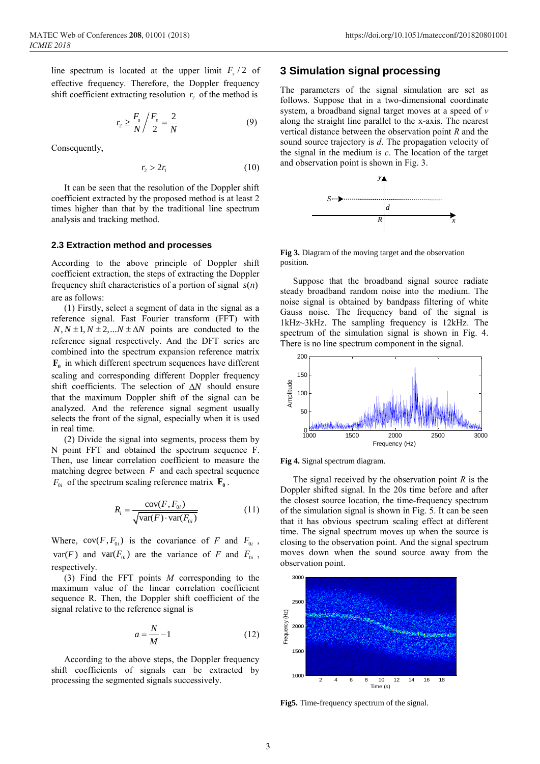line spectrum is located at the upper limit $F_s/2$ of effective frequency. Therefore, the Doppler frequency shift coefficient extracting resolution $r_2$ of the method is

$$r_2 \geq \frac{F_s}{N} \bigg/ \frac{F_s}{2} = \frac{2}{N} \tag{9}$$

Consequently,

$$r_2 > 2r_1 \tag{10}$$

It can be seen that the resolution of the Doppler shift coefficient extracted by the proposed method is at least 2 times higher than that by the traditional line spectrum analysis and tracking method.

### 2.3 Extraction method and processes

According to the above principle of Doppler shift coefficient extraction, the steps of extracting the Doppler frequency shift characteristics of a portion of signal $s(n)$ are as follows:

(1) Firstly, select a segment of data in the signal as a reference signal. Fast Fourier transform (FFT) with $N, N \pm 1, N \pm 2, \ldots N \pm \Delta N$ points are conducted to the reference signal respectively. And the DFT series are combined into the spectrum expansion reference matrix $\mathbf{F_0}$ in which different spectrum sequences have different scaling and corresponding different Doppler frequency shift coefficients. The selection of $\Delta N$ should ensure that the maximum Doppler shift of the signal can be analyzed. And the reference signal segment usually selects the front of the signal, especially when it is used in real time.

(2) Divide the signal into segments, process them by N point FFT and obtained the spectrum sequence F. Then, use linear correlation coefficient to measure the matching degree between $F$ and each spectral sequence $F_{0i}$ of the spectrum scaling reference matrix $\mathbf{F_0}$.

$$R_i = \frac{\text{cov}(F, F_{0i})}{\sqrt{\text{var}(F) \cdot \text{var}(F_{0i})}} \tag{11}$$

Where, $\text{cov}(F, F_{0i})$ is the covariance of $F$ and $F_{0i}$, $\text{var}(F)$ and $\text{var}(F_{0i})$ are the variance of $F$ and $F_{0i}$, respectively.

(3) Find the FFT points $M$ corresponding to the maximum value of the linear correlation coefficient sequence R. Then, the Doppler shift coefficient of the signal relative to the reference signal is

$$a = \frac{N}{M} - 1 \tag{12}$$

According to the above steps, the Doppler frequency shift coefficients of signals can be extracted by processing the segmented signals successively.

## 3 Simulation signal processing

The parameters of the signal simulation are set as follows. Suppose that in a two-dimensional coordinate system, a broadband signal target moves at a speed of $v$ along the straight line parallel to the x-axis. The nearest vertical distance between the observation point $R$ and the sound source trajectory is $d$. The propagation velocity of the signal in the medium is $c$. The location of the target and observation point is shown in Fig. 3.

**Fig 3.** Diagram of the moving target and the observation position.

Suppose that the broadband signal source radiate steady broadband random noise into the medium. The noise signal is obtained by bandpass filtering of white Gauss noise. The frequency band of the signal is 1kHz~3kHz. The sampling frequency is 12kHz. The spectrum of the simulation signal is shown in Fig. 4. There is no line spectrum component in the signal.

**Fig 4.** Signal spectrum diagram.

The signal received by the observation point $R$ is the Doppler shifted signal. In the 20s time before and after the closest source location, the time-frequency spectrum of the simulation signal is shown in Fig. 5. It can be seen that it has obvious spectrum scaling effect at different time. The signal spectrum moves up when the source is closing to the observation point. And the signal spectrum moves down when the sound source away from the observation point.

**Fig5.** Time-frequency spectrum of the signal.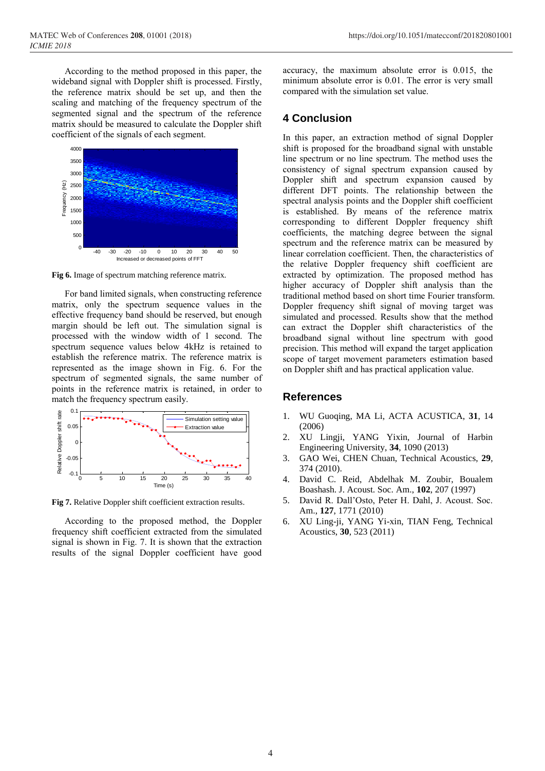According to the method proposed in this paper, the wideband signal with Doppler shift is processed. Firstly, the reference matrix should be set up, and then the scaling and matching of the frequency spectrum of the segmented signal and the spectrum of the reference matrix should be measured to calculate the Doppler shift coefficient of the signals of each segment.

Frequency (Hz)
4000
3500
3000
2500
2000
1500
1000
500
0
-40 -30 -20 -10 0 10 20 30 40 50
Increased or decreased points of FFT

**Fig 6.** Image of spectrum matching reference matrix.

For band limited signals, when constructing reference matrix, only the spectrum sequence values in the effective frequency band should be reserved, but enough margin should be left out. The simulation signal is processed with the window width of 1 second. The spectrum sequence values below 4kHz is retained to establish the reference matrix. The reference matrix is represented as the image shown in Fig. 6. For the spectrum of segmented signals, the same number of points in the reference matrix is retained, in order to match the frequency spectrum easily.

Relative Doppler shift rate
0.1
0.05
0
-0.05
-0.1
0 5 10 15 20 25 30 35 40
Time (s)
Simulation setting value
Extraction value

**Fig 7.** Relative Doppler shift coefficient extraction results.

According to the proposed method, the Doppler frequency shift coefficient extracted from the simulated signal is shown in Fig. 7. It is shown that the extraction results of the signal Doppler coefficient have good accuracy, the maximum absolute error is 0.015, the minimum absolute error is 0.01. The error is very small compared with the simulation set value.

## 4 Conclusion

In this paper, an extraction method of signal Doppler shift is proposed for the broadband signal with unstable line spectrum or no line spectrum. The method uses the consistency of signal spectrum expansion caused by Doppler shift and spectrum expansion caused by different DFT points. The relationship between the spectral analysis points and the Doppler shift coefficient is established. By means of the reference matrix corresponding to different Doppler frequency shift coefficients, the matching degree between the signal spectrum and the reference matrix can be measured by linear correlation coefficient. Then, the characteristics of the relative Doppler frequency shift coefficient are extracted by optimization. The proposed method has higher accuracy of Doppler shift analysis than the traditional method based on short time Fourier transform. Doppler frequency shift signal of moving target was simulated and processed. Results show that the method can extract the Doppler shift characteristics of the broadband signal without line spectrum with good precision. This method will expand the target application scope of target movement parameters estimation based on Doppler shift and has practical application value.

## References

1. WU Guoqing, MA Li, ACTA ACUSTICA, **31**, 14 (2006)
2. XU Lingji, YANG Yixin, Journal of Harbin Engineering University, **34**, 1090 (2013)
3. GAO Wei, CHEN Chuan, Technical Acoustics, **29**, 374 (2010).
4. David C. Reid, Abdelhak M. Zoubir, Boualem Boashash. J. Acoust. Soc. Am., **102**, 207 (1997)
5. David R. Dall'Osto, Peter H. Dahl, J. Acoust. Soc. Am., **127**, 1771 (2010)
6. XU Ling-ji, YANG Yi-xin, TIAN Feng, Technical Acoustics, **30**, 523 (2011)